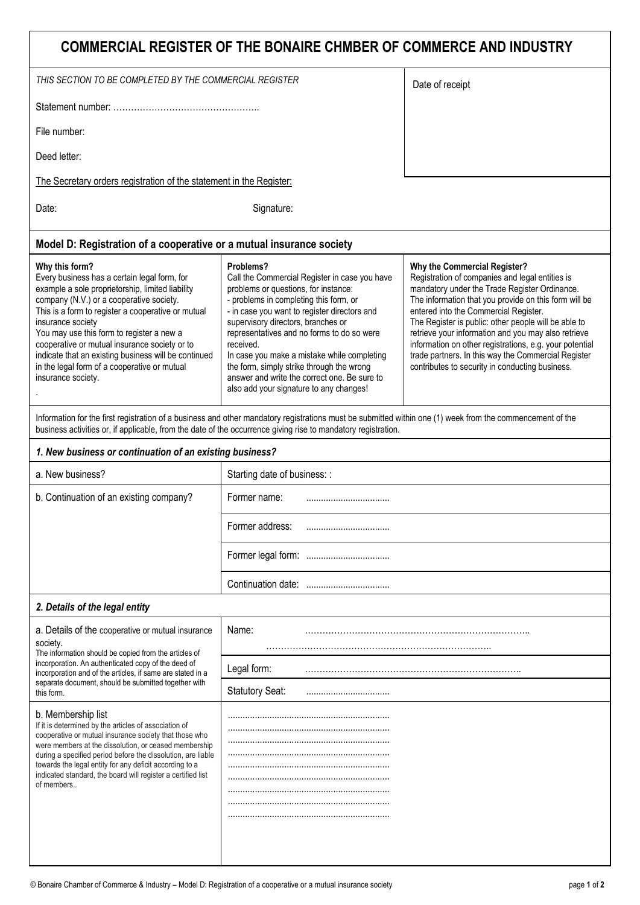# COMMERCIAL REGISTER OF THE BONAIRE CHMBER OF COMMERCE AND INDUSTRY

| *THIS SECTION TO BE COMPLETED BY THE COMMERCIAL REGISTER* | Date of receipt |
|---|---|
| Statement number: ………………………………………….. | |
| File number: | |
| Deed letter: | |

The Secretary orders registration of the statement in the Register:

Date: Signature:

## Model D: Registration of a cooperative or a mutual insurance society

**Why this form?**
Every business has a certain legal form, for example a sole proprietorship, limited liability company (N.V.) or a cooperative society. This is a form to register a cooperative or mutual insurance society
You may use this form to register a new a cooperative or mutual insurance society or to indicate that an existing business will be continued in the legal form of a cooperative or mutual insurance society.
.

**Problems?**
Call the Commercial Register in case you have problems or questions, for instance:
- problems in completing this form, or
- in case you want to register directors and supervisory directors, branches or representatives and no forms to do so were received.
In case you make a mistake while completing the form, simply strike through the wrong answer and write the correct one. Be sure to also add your signature to any changes!

**Why the Commercial Register?**
Registration of companies and legal entities is mandatory under the Trade Register Ordinance. The information that you provide on this form will be entered into the Commercial Register.
The Register is public: other people will be able to retrieve your information and you may also retrieve information on other registrations, e.g. your potential trade partners. In this way the Commercial Register contributes to security in conducting business.

Information for the first registration of a business and other mandatory registrations must be submitted within one (1) week from the commencement of the business activities or, if applicable, from the date of the occurrence giving rise to mandatory registration.

### *1. New business or continuation of an existing business?*

| | |
|---|---|
| a. New business? | Starting date of business: : |
| b. Continuation of an existing company? | Former name: .................................. |
| | Former address: .................................. |
| | Former legal form: .................................. |
| | Continuation date: .................................. |

### *2. Details of the legal entity*

| | |
|---|---|
| a. Details of the cooperative or mutual insurance society.<br>The information should be copied from the articles of incorporation. An authenticated copy of the deed of incorporation and of the articles, if same are stated in a separate document, should be submitted together with this form. | Name: ………………………………………………………………….. …………………………………………………………………….. |
| | Legal form: ……………………………………………………………….. |
| | Statutory Seat: .................................. |
| b. Membership list<br>If it is determined by the articles of association of cooperative or mutual insurance society that those who were members at the dissolution, or ceased membership during a specified period before the dissolution, are liable towards the legal entity for any deficit according to a indicated standard, the board will register a certified list of members.. | .................................................................<br>.................................................................<br>.................................................................<br>.................................................................<br>.................................................................<br>.................................................................<br>.................................................................<br>.................................................................<br>................................................................. |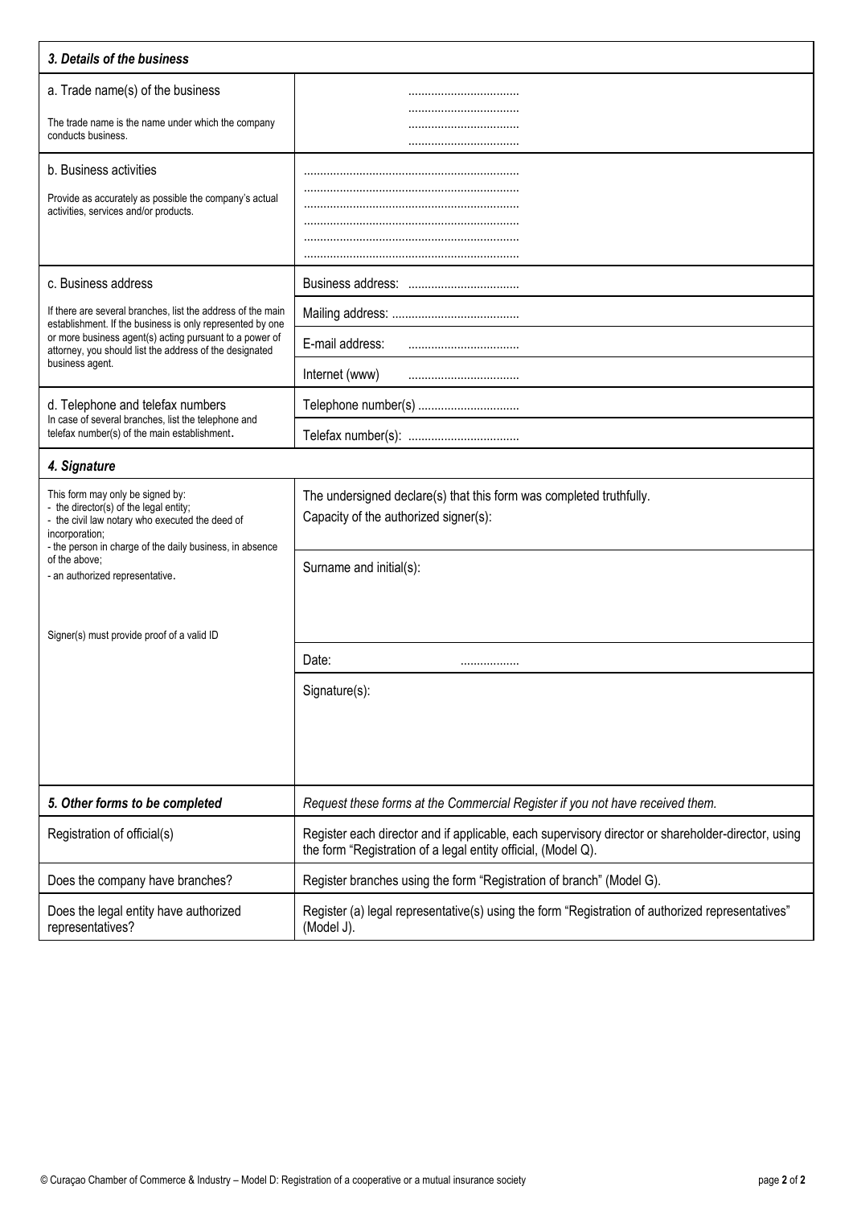| | |
|---|---|
| ***3. Details of the business*** | |
| a. Trade name(s) of the business<br><br>The trade name is the name under which the company conducts business. | ..................................<br>..................................<br>..................................<br>.................................. |
| b. Business activities<br><br>Provide as accurately as possible the company's actual activities, services and/or products. | .................................................................<br>.................................................................<br>.................................................................<br>.................................................................<br>.................................................................<br>................................................................. |
| c. Business address<br><br>If there are several branches, list the address of the main establishment. If the business is only represented by one or more business agent(s) acting pursuant to a power of attorney, you should list the address of the designated business agent. | Business address: ..................................<br>Mailing address: .......................................<br>E-mail address: ..................................<br>Internet (www) .................................. |
| d. Telephone and telefax numbers<br>In case of several branches, list the telephone and telefax number(s) of the main establishment. | Telephone number(s) ...............................<br>Telefax number(s): .................................. |
| ***4. Signature*** | |
| This form may only be signed by:<br>- the director(s) of the legal entity;<br>- the civil law notary who executed the deed of incorporation;<br>- the person in charge of the daily business, in absence of the above;<br>- an authorized representative.<br><br>Signer(s) must provide proof of a valid ID | The undersigned declare(s) that this form was completed truthfully.<br>Capacity of the authorized signer(s):<br><br>Surname and initial(s):<br><br>Date: ..................<br><br>Signature(s): |
| ***5. Other forms to be completed*** | *Request these forms at the Commercial Register if you not have received them.* |
| Registration of official(s) | Register each director and if applicable, each supervisory director or shareholder-director, using the form "Registration of a legal entity official, (Model Q). |
| Does the company have branches? | Register branches using the form "Registration of branch" (Model G). |
| Does the legal entity have authorized representatives? | Register (a) legal representative(s) using the form "Registration of authorized representatives" (Model J). |

© Curaçao Chamber of Commerce & Industry – Model D: Registration of a cooperative or a mutual insurance society